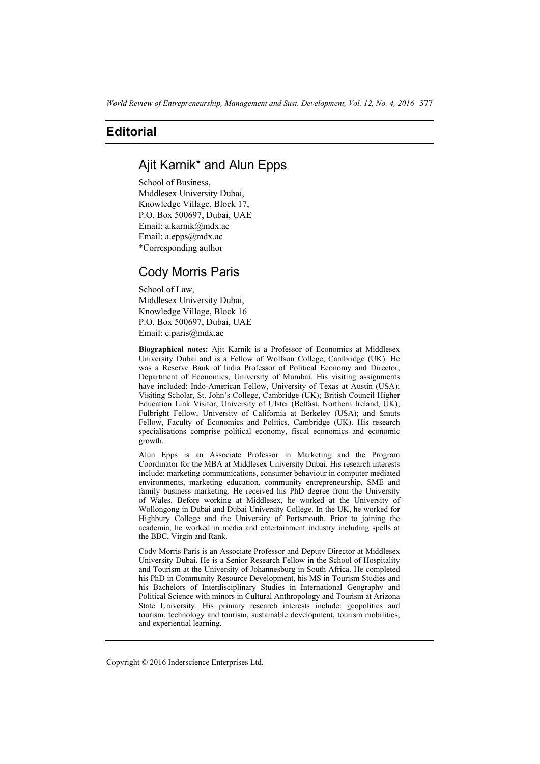# Editorial

## Ajit Karnik* and Alun Epps

School of Business,
Middlesex University Dubai,
Knowledge Village, Block 17,
P.O. Box 500697, Dubai, UAE
Email: a.karnik@mdx.ac
Email: a.epps@mdx.ac
*Corresponding author

## Cody Morris Paris

School of Law,
Middlesex University Dubai,
Knowledge Village, Block 16
P.O. Box 500697, Dubai, UAE
Email: c.paris@mdx.ac

**Biographical notes:** Ajit Karnik is a Professor of Economics at Middlesex University Dubai and is a Fellow of Wolfson College, Cambridge (UK). He was a Reserve Bank of India Professor of Political Economy and Director, Department of Economics, University of Mumbai. His visiting assignments have included: Indo-American Fellow, University of Texas at Austin (USA); Visiting Scholar, St. John's College, Cambridge (UK); British Council Higher Education Link Visitor, University of Ulster (Belfast, Northern Ireland, UK); Fulbright Fellow, University of California at Berkeley (USA); and Smuts Fellow, Faculty of Economics and Politics, Cambridge (UK). His research specialisations comprise political economy, fiscal economics and economic growth.

Alun Epps is an Associate Professor in Marketing and the Program Coordinator for the MBA at Middlesex University Dubai. His research interests include: marketing communications, consumer behaviour in computer mediated environments, marketing education, community entrepreneurship, SME and family business marketing. He received his PhD degree from the University of Wales. Before working at Middlesex, he worked at the University of Wollongong in Dubai and Dubai University College. In the UK, he worked for Highbury College and the University of Portsmouth. Prior to joining the academia, he worked in media and entertainment industry including spells at the BBC, Virgin and Rank.

Cody Morris Paris is an Associate Professor and Deputy Director at Middlesex University Dubai. He is a Senior Research Fellow in the School of Hospitality and Tourism at the University of Johannesburg in South Africa. He completed his PhD in Community Resource Development, his MS in Tourism Studies and his Bachelors of Interdisciplinary Studies in International Geography and Political Science with minors in Cultural Anthropology and Tourism at Arizona State University. His primary research interests include: geopolitics and tourism, technology and tourism, sustainable development, tourism mobilities, and experiential learning.

Copyright © 2016 Inderscience Enterprises Ltd.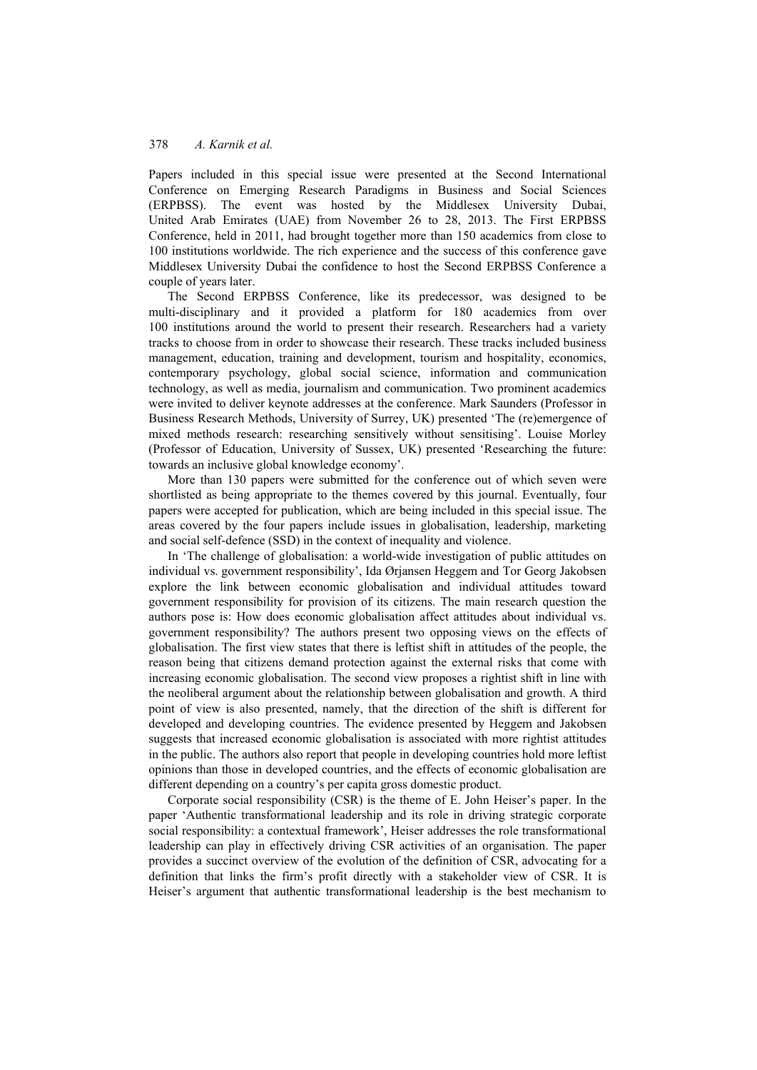Papers included in this special issue were presented at the Second International Conference on Emerging Research Paradigms in Business and Social Sciences (ERPBSS). The event was hosted by the Middlesex University Dubai, United Arab Emirates (UAE) from November 26 to 28, 2013. The First ERPBSS Conference, held in 2011, had brought together more than 150 academics from close to 100 institutions worldwide. The rich experience and the success of this conference gave Middlesex University Dubai the confidence to host the Second ERPBSS Conference a couple of years later.

The Second ERPBSS Conference, like its predecessor, was designed to be multi-disciplinary and it provided a platform for 180 academics from over 100 institutions around the world to present their research. Researchers had a variety tracks to choose from in order to showcase their research. These tracks included business management, education, training and development, tourism and hospitality, economics, contemporary psychology, global social science, information and communication technology, as well as media, journalism and communication. Two prominent academics were invited to deliver keynote addresses at the conference. Mark Saunders (Professor in Business Research Methods, University of Surrey, UK) presented 'The (re)emergence of mixed methods research: researching sensitively without sensitising'. Louise Morley (Professor of Education, University of Sussex, UK) presented 'Researching the future: towards an inclusive global knowledge economy'.

More than 130 papers were submitted for the conference out of which seven were shortlisted as being appropriate to the themes covered by this journal. Eventually, four papers were accepted for publication, which are being included in this special issue. The areas covered by the four papers include issues in globalisation, leadership, marketing and social self-defence (SSD) in the context of inequality and violence.

In 'The challenge of globalisation: a world-wide investigation of public attitudes on individual vs. government responsibility', Ida Ørjansen Heggem and Tor Georg Jakobsen explore the link between economic globalisation and individual attitudes toward government responsibility for provision of its citizens. The main research question the authors pose is: How does economic globalisation affect attitudes about individual vs. government responsibility? The authors present two opposing views on the effects of globalisation. The first view states that there is leftist shift in attitudes of the people, the reason being that citizens demand protection against the external risks that come with increasing economic globalisation. The second view proposes a rightist shift in line with the neoliberal argument about the relationship between globalisation and growth. A third point of view is also presented, namely, that the direction of the shift is different for developed and developing countries. The evidence presented by Heggem and Jakobsen suggests that increased economic globalisation is associated with more rightist attitudes in the public. The authors also report that people in developing countries hold more leftist opinions than those in developed countries, and the effects of economic globalisation are different depending on a country's per capita gross domestic product.

Corporate social responsibility (CSR) is the theme of E. John Heiser's paper. In the paper 'Authentic transformational leadership and its role in driving strategic corporate social responsibility: a contextual framework', Heiser addresses the role transformational leadership can play in effectively driving CSR activities of an organisation. The paper provides a succinct overview of the evolution of the definition of CSR, advocating for a definition that links the firm's profit directly with a stakeholder view of CSR. It is Heiser's argument that authentic transformational leadership is the best mechanism to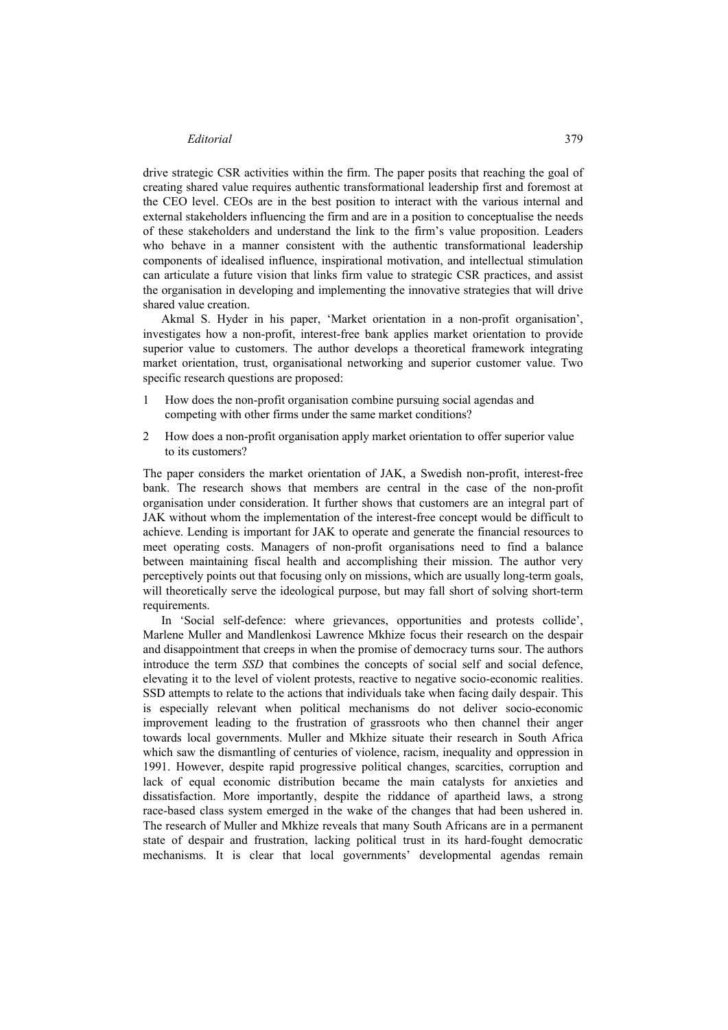drive strategic CSR activities within the firm. The paper posits that reaching the goal of creating shared value requires authentic transformational leadership first and foremost at the CEO level. CEOs are in the best position to interact with the various internal and external stakeholders influencing the firm and are in a position to conceptualise the needs of these stakeholders and understand the link to the firm's value proposition. Leaders who behave in a manner consistent with the authentic transformational leadership components of idealised influence, inspirational motivation, and intellectual stimulation can articulate a future vision that links firm value to strategic CSR practices, and assist the organisation in developing and implementing the innovative strategies that will drive shared value creation.

Akmal S. Hyder in his paper, 'Market orientation in a non-profit organisation', investigates how a non-profit, interest-free bank applies market orientation to provide superior value to customers. The author develops a theoretical framework integrating market orientation, trust, organisational networking and superior customer value. Two specific research questions are proposed:

1. How does the non-profit organisation combine pursuing social agendas and competing with other firms under the same market conditions?
2. How does a non-profit organisation apply market orientation to offer superior value to its customers?

The paper considers the market orientation of JAK, a Swedish non-profit, interest-free bank. The research shows that members are central in the case of the non-profit organisation under consideration. It further shows that customers are an integral part of JAK without whom the implementation of the interest-free concept would be difficult to achieve. Lending is important for JAK to operate and generate the financial resources to meet operating costs. Managers of non-profit organisations need to find a balance between maintaining fiscal health and accomplishing their mission. The author very perceptively points out that focusing only on missions, which are usually long-term goals, will theoretically serve the ideological purpose, but may fall short of solving short-term requirements.

In 'Social self-defence: where grievances, opportunities and protests collide', Marlene Muller and Mandlenkosi Lawrence Mkhize focus their research on the despair and disappointment that creeps in when the promise of democracy turns sour. The authors introduce the term *SSD* that combines the concepts of social self and social defence, elevating it to the level of violent protests, reactive to negative socio-economic realities. SSD attempts to relate to the actions that individuals take when facing daily despair. This is especially relevant when political mechanisms do not deliver socio-economic improvement leading to the frustration of grassroots who then channel their anger towards local governments. Muller and Mkhize situate their research in South Africa which saw the dismantling of centuries of violence, racism, inequality and oppression in 1991. However, despite rapid progressive political changes, scarcities, corruption and lack of equal economic distribution became the main catalysts for anxieties and dissatisfaction. More importantly, despite the riddance of apartheid laws, a strong race-based class system emerged in the wake of the changes that had been ushered in. The research of Muller and Mkhize reveals that many South Africans are in a permanent state of despair and frustration, lacking political trust in its hard-fought democratic mechanisms. It is clear that local governments' developmental agendas remain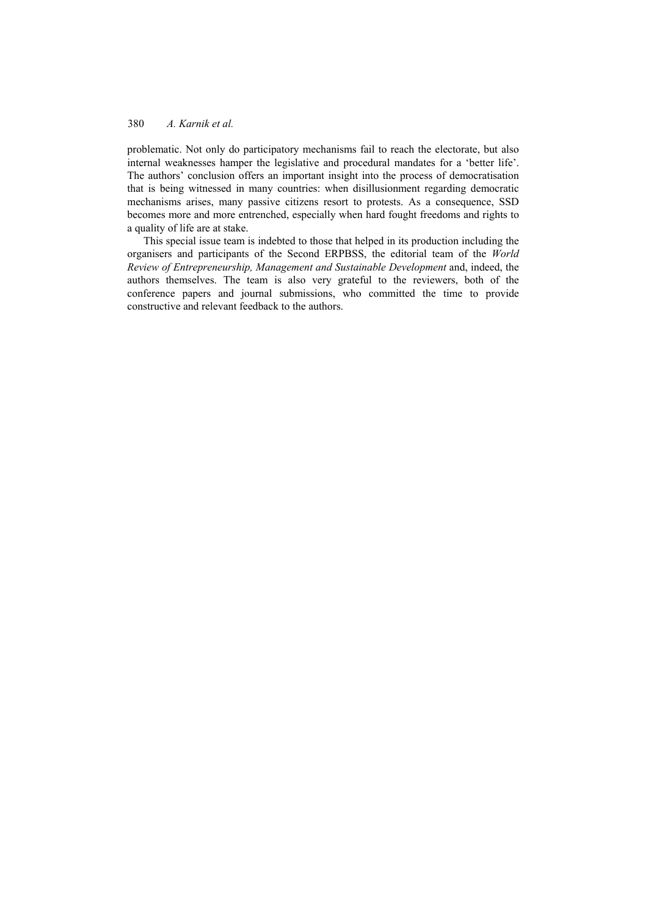problematic. Not only do participatory mechanisms fail to reach the electorate, but also internal weaknesses hamper the legislative and procedural mandates for a 'better life'. The authors' conclusion offers an important insight into the process of democratisation that is being witnessed in many countries: when disillusionment regarding democratic mechanisms arises, many passive citizens resort to protests. As a consequence, SSD becomes more and more entrenched, especially when hard fought freedoms and rights to a quality of life are at stake.

This special issue team is indebted to those that helped in its production including the organisers and participants of the Second ERPBSS, the editorial team of the *World Review of Entrepreneurship, Management and Sustainable Development* and, indeed, the authors themselves. The team is also very grateful to the reviewers, both of the conference papers and journal submissions, who committed the time to provide constructive and relevant feedback to the authors.